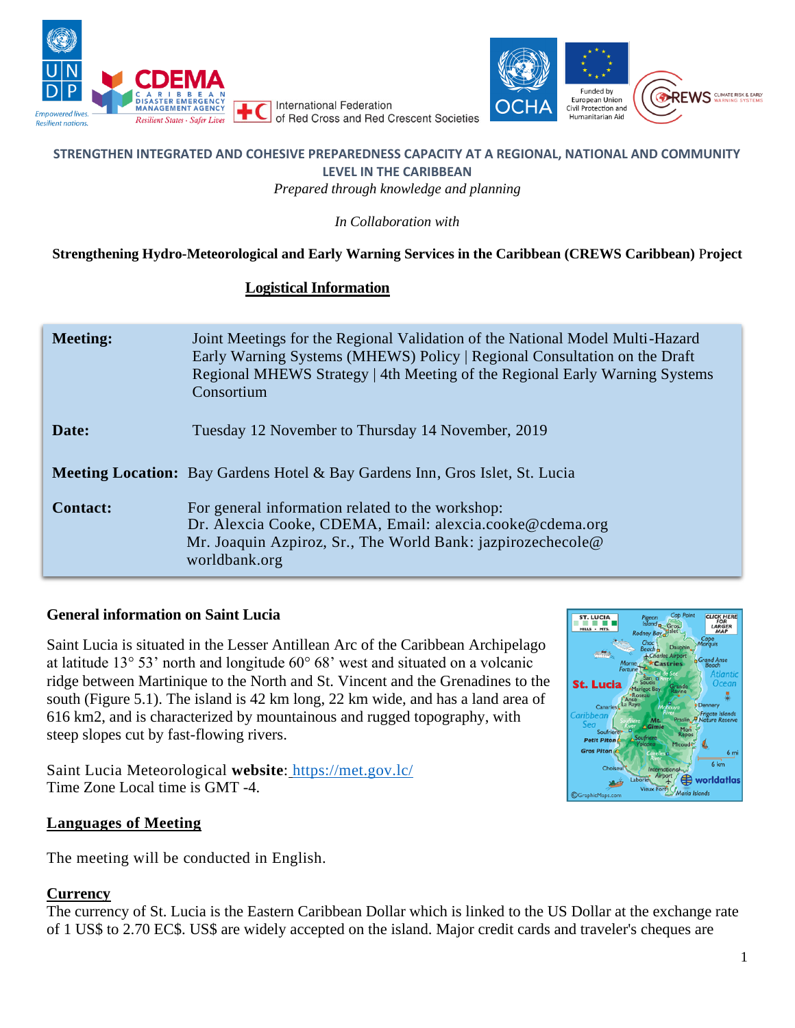**STRENGTHEN INTEGRATED AND COHESIVE PREPAREDNESS CAPACITY AT A REGIONAL, NATIONAL AND COMMUNITY LEVEL IN THE CARIBBEAN**

*Prepared through knowledge and planning*

*In Collaboration with*

**Strengthening Hydro-Meteorological and Early Warning Services in the Caribbean (CREWS Caribbean) Project**

# Logistical Information

| | |
|---|---|
| **Meeting:** | Joint Meetings for the Regional Validation of the National Model Multi-Hazard Early Warning Systems (MHEWS) Policy \| Regional Consultation on the Draft Regional MHEWS Strategy \| 4th Meeting of the Regional Early Warning Systems Consortium |
| **Date:** | Tuesday 12 November to Thursday 14 November, 2019 |
| **Meeting Location:** | Bay Gardens Hotel & Bay Gardens Inn, Gros Islet, St. Lucia |
| **Contact:** | For general information related to the workshop:<br>Dr. Alexcia Cooke, CDEMA, Email: alexcia.cooke@cdema.org<br>Mr. Joaquin Azpiroz, Sr., The World Bank: jazpirozechecole@ worldbank.org |

## General information on Saint Lucia

Saint Lucia is situated in the Lesser Antillean Arc of the Caribbean Archipelago at latitude 13° 53' north and longitude 60° 68' west and situated on a volcanic ridge between Martinique to the North and St. Vincent and the Grenadines to the south (Figure 5.1). The island is 42 km long, 22 km wide, and has a land area of 616 km2, and is characterized by mountainous and rugged topography, with steep slopes cut by fast-flowing rivers.

Saint Lucia Meteorological **website**: https://met.gov.lc/
Time Zone Local time is GMT -4.

## Languages of Meeting

The meeting will be conducted in English.

## Currency

The currency of St. Lucia is the Eastern Caribbean Dollar which is linked to the US Dollar at the exchange rate of 1 US$ to 2.70 EC$. US$ are widely accepted on the island. Major credit cards and traveler's cheques are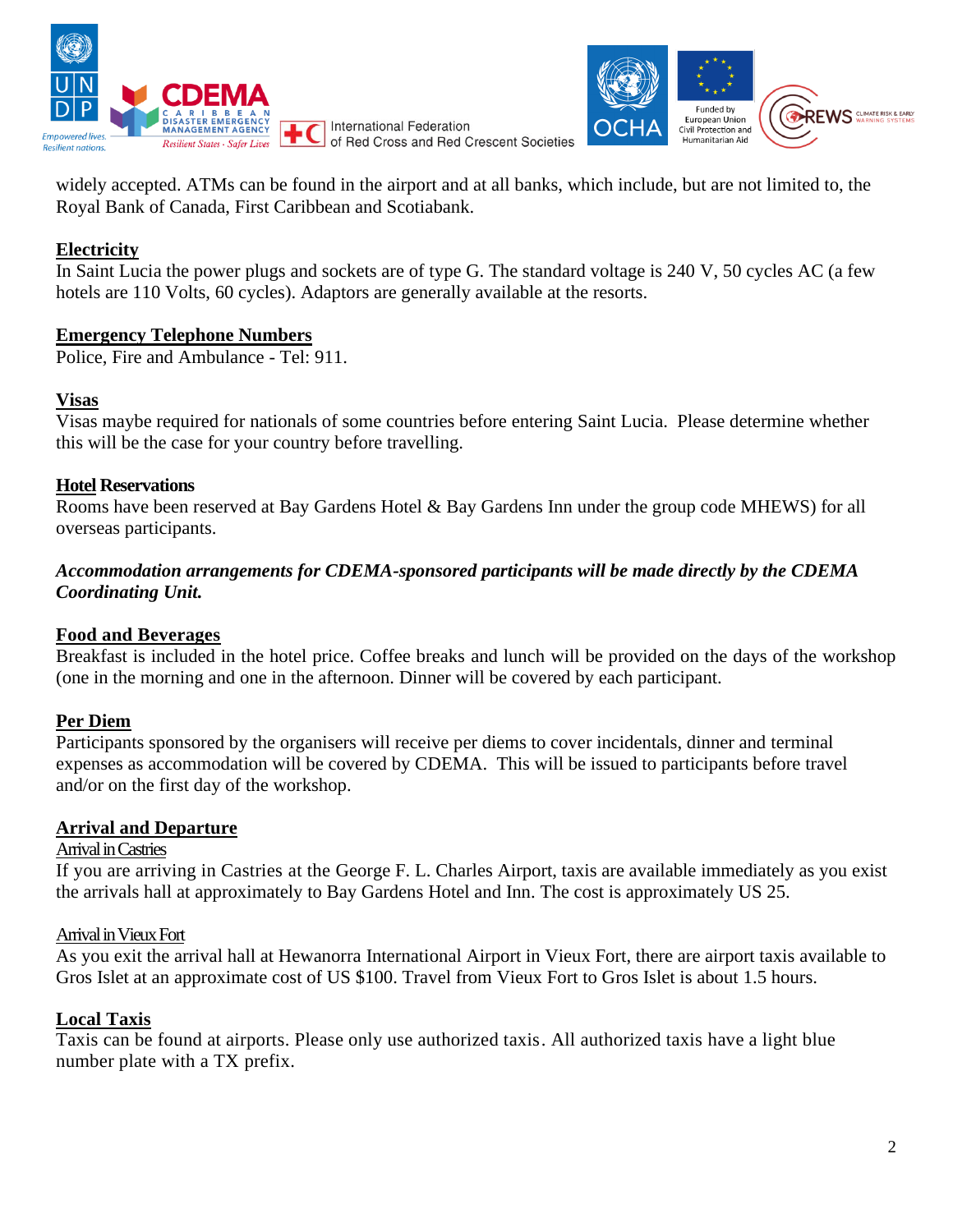widely accepted. ATMs can be found in the airport and at all banks, which include, but are not limited to, the Royal Bank of Canada, First Caribbean and Scotiabank.

## Electricity

In Saint Lucia the power plugs and sockets are of type G. The standard voltage is 240 V, 50 cycles AC (a few hotels are 110 Volts, 60 cycles). Adaptors are generally available at the resorts.

## Emergency Telephone Numbers

Police, Fire and Ambulance - Tel: 911.

## Visas

Visas maybe required for nationals of some countries before entering Saint Lucia. Please determine whether this will be the case for your country before travelling.

## Hotel Reservations

Rooms have been reserved at Bay Gardens Hotel & Bay Gardens Inn under the group code MHEWS) for all overseas participants.

***Accommodation arrangements for CDEMA-sponsored participants will be made directly by the CDEMA Coordinating Unit.***

## Food and Beverages

Breakfast is included in the hotel price. Coffee breaks and lunch will be provided on the days of the workshop (one in the morning and one in the afternoon. Dinner will be covered by each participant.

## Per Diem

Participants sponsored by the organisers will receive per diems to cover incidentals, dinner and terminal expenses as accommodation will be covered by CDEMA. This will be issued to participants before travel and/or on the first day of the workshop.

## Arrival and Departure

### Arrival in Castries

If you are arriving in Castries at the George F. L. Charles Airport, taxis are available immediately as you exist the arrivals hall at approximately to Bay Gardens Hotel and Inn. The cost is approximately US 25.

### Arrival in Vieux Fort

As you exit the arrival hall at Hewanorra International Airport in Vieux Fort, there are airport taxis available to Gros Islet at an approximate cost of US $100. Travel from Vieux Fort to Gros Islet is about 1.5 hours.

## Local Taxis

Taxis can be found at airports. Please only use authorized taxis. All authorized taxis have a light blue number plate with a TX prefix.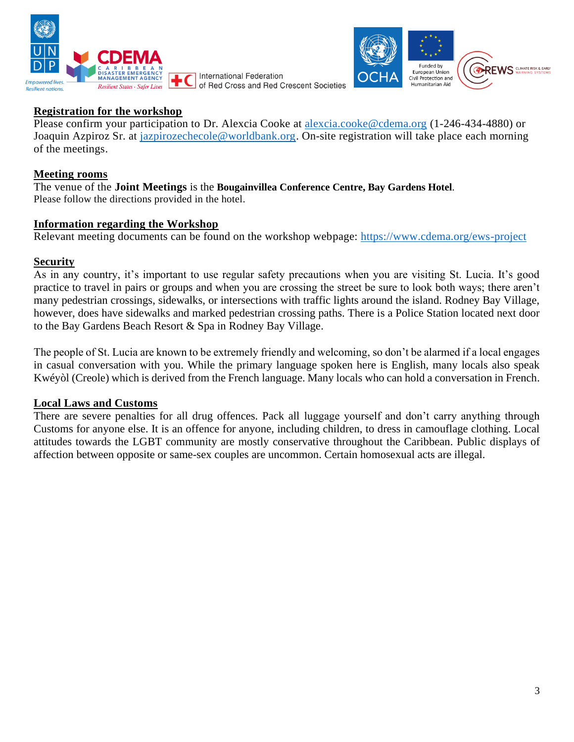## Registration for the workshop

Please confirm your participation to Dr. Alexcia Cooke at alexcia.cooke@cdema.org (1-246-434-4880) or Joaquin Azpiroz Sr. at jazpirozechecole@worldbank.org. On-site registration will take place each morning of the meetings.

## Meeting rooms

The venue of the **Joint Meetings** is the **Bougainvillea Conference Centre, Bay Gardens Hotel**. Please follow the directions provided in the hotel.

## Information regarding the Workshop

Relevant meeting documents can be found on the workshop webpage: https://www.cdema.org/ews-project

## Security

As in any country, it's important to use regular safety precautions when you are visiting St. Lucia. It's good practice to travel in pairs or groups and when you are crossing the street be sure to look both ways; there aren't many pedestrian crossings, sidewalks, or intersections with traffic lights around the island. Rodney Bay Village, however, does have sidewalks and marked pedestrian crossing paths. There is a Police Station located next door to the Bay Gardens Beach Resort & Spa in Rodney Bay Village.

The people of St. Lucia are known to be extremely friendly and welcoming, so don't be alarmed if a local engages in casual conversation with you. While the primary language spoken here is English, many locals also speak Kwéyòl (Creole) which is derived from the French language. Many locals who can hold a conversation in French.

## Local Laws and Customs

There are severe penalties for all drug offences. Pack all luggage yourself and don't carry anything through Customs for anyone else. It is an offence for anyone, including children, to dress in camouflage clothing. Local attitudes towards the LGBT community are mostly conservative throughout the Caribbean. Public displays of affection between opposite or same-sex couples are uncommon. Certain homosexual acts are illegal.